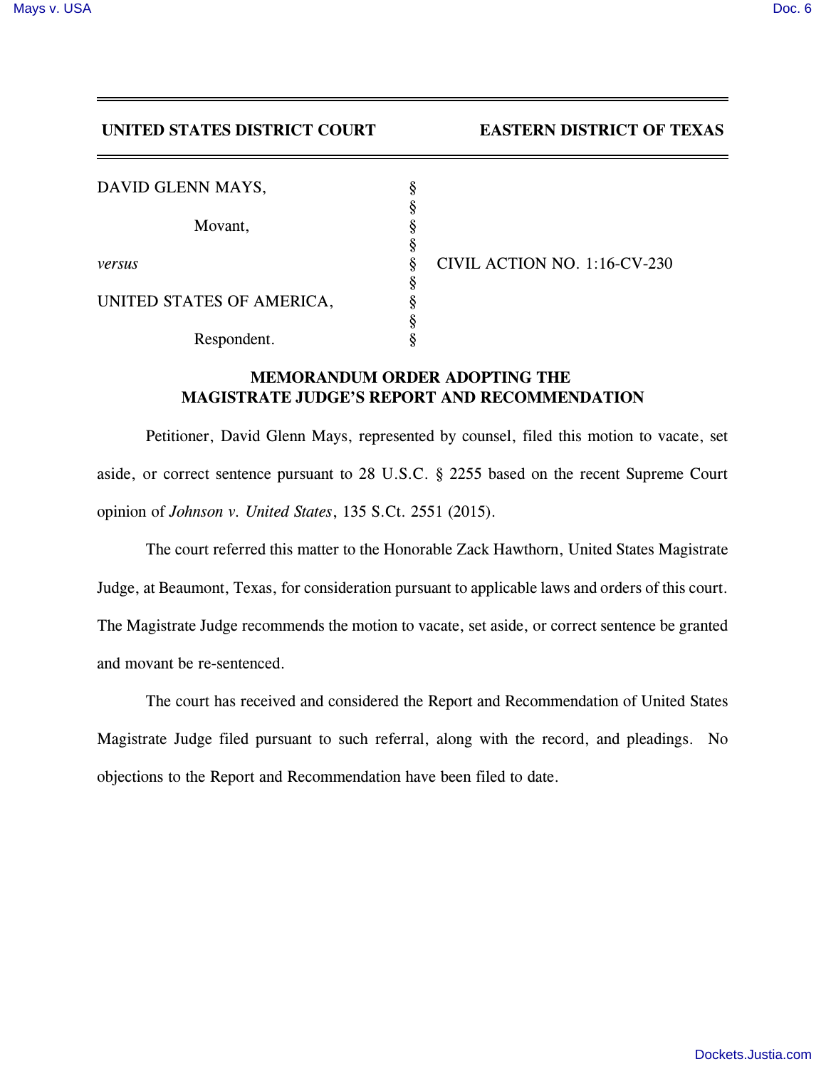**UNITED STATES DISTRICT COURT** **EASTERN DISTRICT OF TEXAS**

| | | |
|---|---|---|
| DAVID GLENN MAYS, | § | |
| | § | |
| Movant, | § | |
| | § | |
| *versus* | § | CIVIL ACTION NO. 1:16-CV-230 |
| | § | |
| UNITED STATES OF AMERICA, | § | |
| | § | |
| Respondent. | § | |

## MEMORANDUM ORDER ADOPTING THE MAGISTRATE JUDGE'S REPORT AND RECOMMENDATION

Petitioner, David Glenn Mays, represented by counsel, filed this motion to vacate, set aside, or correct sentence pursuant to 28 U.S.C. § 2255 based on the recent Supreme Court opinion of *Johnson v. United States*, 135 S.Ct. 2551 (2015).

The court referred this matter to the Honorable Zack Hawthorn, United States Magistrate Judge, at Beaumont, Texas, for consideration pursuant to applicable laws and orders of this court. The Magistrate Judge recommends the motion to vacate, set aside, or correct sentence be granted and movant be re-sentenced.

The court has received and considered the Report and Recommendation of United States Magistrate Judge filed pursuant to such referral, along with the record, and pleadings. No objections to the Report and Recommendation have been filed to date.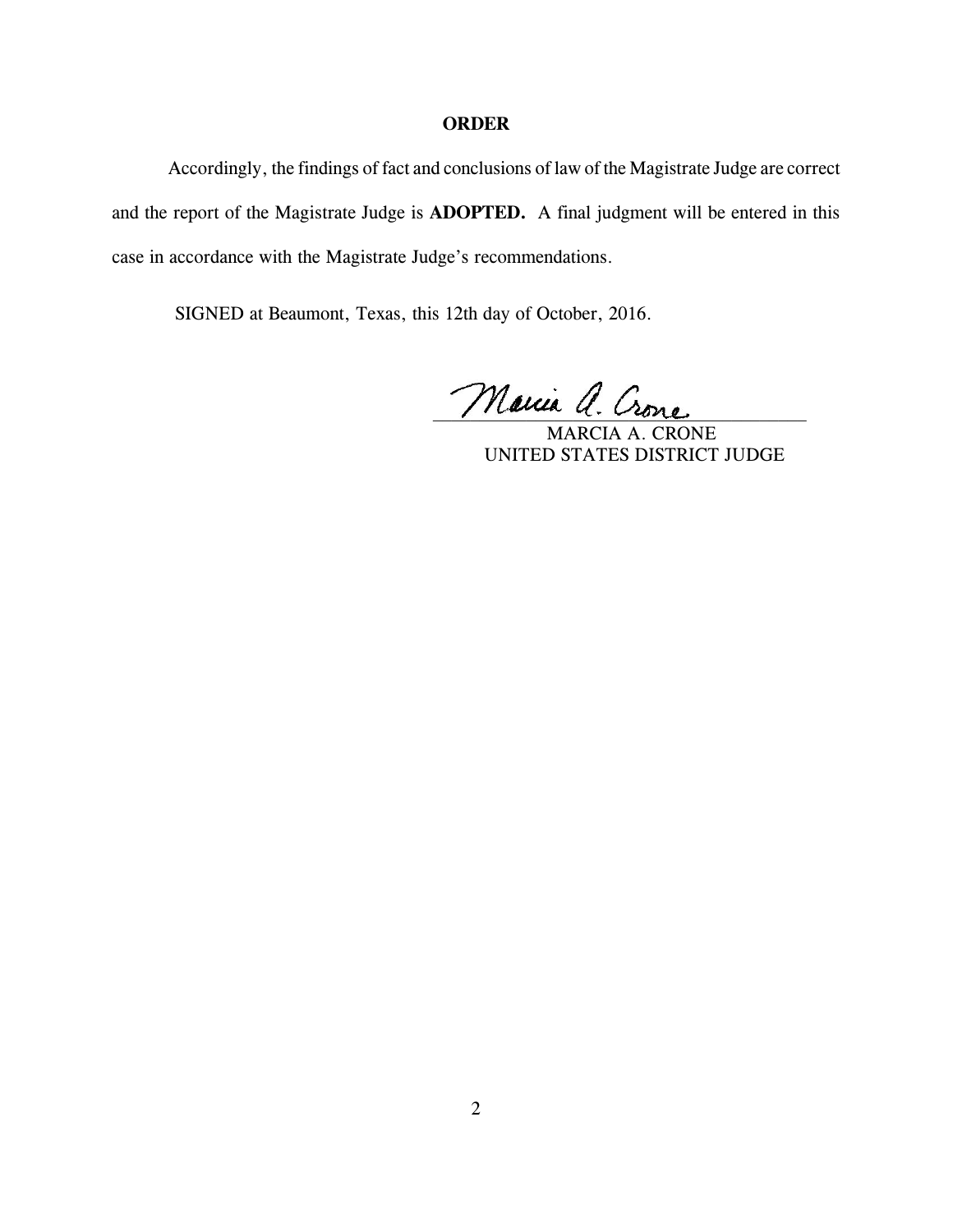## ORDER

Accordingly, the findings of fact and conclusions of law of the Magistrate Judge are correct and the report of the Magistrate Judge is **ADOPTED.** A final judgment will be entered in this case in accordance with the Magistrate Judge's recommendations.

SIGNED at Beaumont, Texas, this 12th day of October, 2016.

Marcia A. Crone

MARCIA A. CRONE
UNITED STATES DISTRICT JUDGE